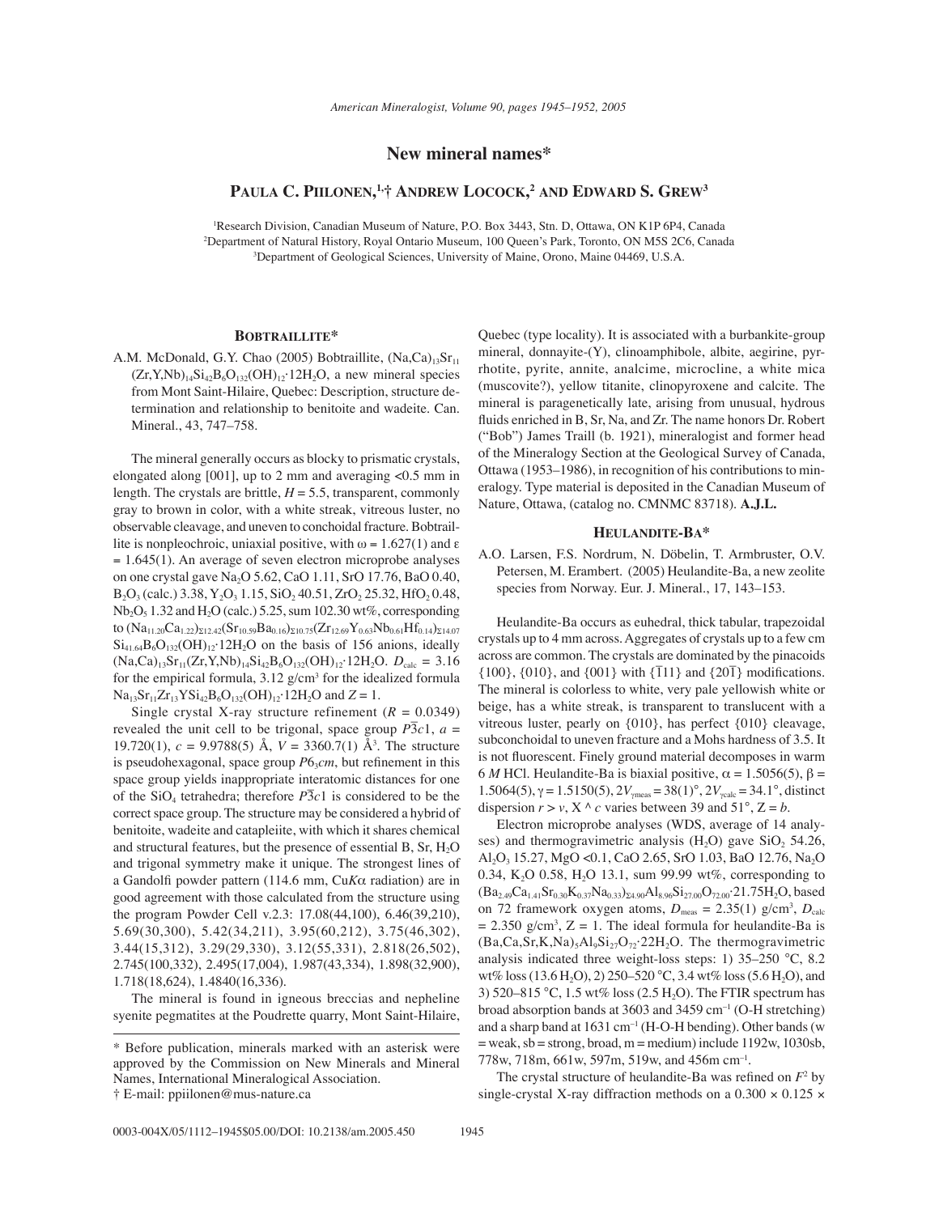# New mineral names*

## Paula C. Piilonen,[1,†] Andrew Locock,[2] and Edward S. Grew[3]

[1]Research Division, Canadian Museum of Nature, P.O. Box 3443, Stn. D, Ottawa, ON K1P 6P4, Canada
[2]Department of Natural History, Royal Ontario Museum, 100 Queen's Park, Toronto, ON M5S 2C6, Canada
[3]Department of Geological Sciences, University of Maine, Orono, Maine 04469, U.S.A.

### Bobtraillite*

A.M. McDonald, G.Y. Chao (2005) Bobtraillite, $(Na,Ca)_{13}Sr_{11}(Zr,Y,Nb)_{14}Si_{42}B_6O_{132}(OH)_{12}·12H_2O$, a new mineral species from Mont Saint-Hilaire, Quebec: Description, structure determination and relationship to benitoite and wadeite. Can. Mineral., 43, 747–758.

The mineral generally occurs as blocky to prismatic crystals, elongated along [001], up to 2 mm and averaging <0.5 mm in length. The crystals are brittle, $H = 5.5$, transparent, commonly gray to brown in color, with a white streak, vitreous luster, no observable cleavage, and uneven to conchoidal fracture. Bobtraillite is nonpleochroic, uniaxial positive, with $\omega = 1.627(1)$ and $\varepsilon = 1.645(1)$. An average of seven electron microprobe analyses on one crystal gave $Na_2O$ 5.62, CaO 1.11, SrO 17.76, BaO 0.40, $B_2O_3$ (calc.) 3.38, $Y_2O_3$ 1.15, $SiO_2$ 40.51, $ZrO_2$ 25.32, $HfO_2$ 0.48, $Nb_2O_5$ 1.32 and $H_2O$ (calc.) 5.25, sum 102.30 wt%, corresponding to $(Na_{11.20}Ca_{1.22})_{\Sigma 12.42}(Sr_{10.59}Ba_{0.16})_{\Sigma 10.75}(Zr_{12.69}Y_{0.63}Nb_{0.61}Hf_{0.14})_{\Sigma 14.07}Si_{41.64}B_6O_{132}(OH)_{12}·12H_2O$ on the basis of 156 anions, ideally $(Na,Ca)_{13}Sr_{11}(Zr,Y,Nb)_{14}Si_{42}B_6O_{132}(OH)_{12}·12H_2O$. $D_{calc} = 3.16$ for the empirical formula, 3.12 g/cm$^3$ for the idealized formula $Na_{13}Sr_{11}Zr_{13}YSi_{42}B_6O_{132}(OH)_{12}·12H_2O$ and $Z = 1$.

Single crystal X-ray structure refinement ($R = 0.0349$) revealed the unit cell to be trigonal, space group $P\bar{3}c1$, $a = 19.720(1)$, $c = 9.9788(5)$ Å, $V = 3360.7(1)$ Å$^3$. The structure is pseudohexagonal, space group $P6_3cm$, but refinement in this space group yields inappropriate interatomic distances for one of the $SiO_4$ tetrahedra; therefore $P\bar{3}c1$ is considered to be the correct space group. The structure may be considered a hybrid of benitoite, wadeite and catapleiite, with which it shares chemical and structural features, but the presence of essential B, Sr, $H_2O$ and trigonal symmetry make it unique. The strongest lines of a Gandolfi powder pattern (114.6 mm, Cu$K\alpha$ radiation) are in good agreement with those calculated from the structure using the program Powder Cell v.2.3: 17.08(44,100), 6.46(39,210), 5.69(30,300), 5.42(34,211), 3.95(60,212), 3.75(46,302), 3.44(15,312), 3.29(29,330), 3.12(55,331), 2.818(26,502), 2.745(100,332), 2.495(17,004), 1.987(43,334), 1.898(32,900), 1.718(18,624), 1.4840(16,336).

The mineral is found in igneous breccias and nepheline syenite pegmatites at the Poudrette quarry, Mont Saint-Hilaire, Quebec (type locality). It is associated with a burbankite-group mineral, donnayite-(Y), clinoamphibole, albite, aegirine, pyrrhotite, pyrite, annite, analcime, microcline, a white mica (muscovite?), yellow titanite, clinopyroxene and calcite. The mineral is paragenetically late, arising from unusual, hydrous fluids enriched in B, Sr, Na, and Zr. The name honors Dr. Robert ("Bob") James Traill (b. 1921), mineralogist and former head of the Mineralogy Section at the Geological Survey of Canada, Ottawa (1953–1986), in recognition of his contributions to mineralogy. Type material is deposited in the Canadian Museum of Nature, Ottawa, (catalog no. CMNMC 83718). **A.J.L.**

### Heulandite-Ba*

A.O. Larsen, F.S. Nordrum, N. Döbelin, T. Armbruster, O.V. Petersen, M. Erambert. (2005) Heulandite-Ba, a new zeolite species from Norway. Eur. J. Mineral., 17, 143–153.

Heulandite-Ba occurs as euhedral, thick tabular, trapezoidal crystals up to 4 mm across. Aggregates of crystals up to a few cm across are common. The crystals are dominated by the pinacoids {100}, {010}, and {001} with {$\bar{1}$11} and {20$\bar{1}$} modifications. The mineral is colorless to white, very pale yellowish white or beige, has a white streak, is transparent to translucent with a vitreous luster, pearly on {010}, has perfect {010} cleavage, subconchoidal to uneven fracture and a Mohs hardness of 3.5. It is not fluorescent. Finely ground material decomposes in warm 6 *M* HCl. Heulandite-Ba is biaxial positive, $\alpha = 1.5056(5)$, $\beta = 1.5064(5)$, $\gamma = 1.5150(5)$, $2V_{\gamma meas} = 38(1)°$, $2V_{\gamma calc} = 34.1°$, distinct dispersion $r > v$, X ^ *c* varies between 39 and 51°, Z = *b*.

Electron microprobe analyses (WDS, average of 14 analyses) and thermogravimetric analysis ($H_2O$) gave $SiO_2$ 54.26, $Al_2O_3$ 15.27, MgO <0.1, CaO 2.65, SrO 1.03, BaO 12.76, $Na_2O$ 0.34, $K_2O$ 0.58, $H_2O$ 13.1, sum 99.99 wt%, corresponding to $(Ba_{2.49}Ca_{1.41}Sr_{0.30}K_{0.37}Na_{0.33})_{\Sigma 4.90}Al_{8.96}Si_{27.00}O_{72.00}·21.75H_2O$, based on 72 framework oxygen atoms, $D_{meas} = 2.35(1)$ g/cm$^3$, $D_{calc} = 2.350$ g/cm$^3$, Z = 1. The ideal formula for heulandite-Ba is $(Ba,Ca,Sr,K,Na)_5Al_9Si_{27}O_{72}·22H_2O$. The thermogravimetric analysis indicated three weight-loss steps: 1) 35–250 °C, 8.2 wt% loss (13.6 $H_2O$), 2) 250–520 °C, 3.4 wt% loss (5.6 $H_2O$), and 3) 520–815 °C, 1.5 wt% loss (2.5 $H_2O$). The FTIR spectrum has broad absorption bands at 3603 and 3459 cm$^{-1}$ (O-H stretching) and a sharp band at 1631 cm$^{-1}$ (H-O-H bending). Other bands (w = weak, sb = strong, broad, m = medium) include 1192w, 1030sb, 778w, 718m, 661w, 597m, 519w, and 456m cm$^{-1}$.

The crystal structure of heulandite-Ba was refined on $F^2$ by single-crystal X-ray diffraction methods on a 0.300 × 0.125 ×

---

\* Before publication, minerals marked with an asterisk were approved by the Commission on New Minerals and Mineral Names, International Mineralogical Association.

† E-mail: ppiilonen@mus-nature.ca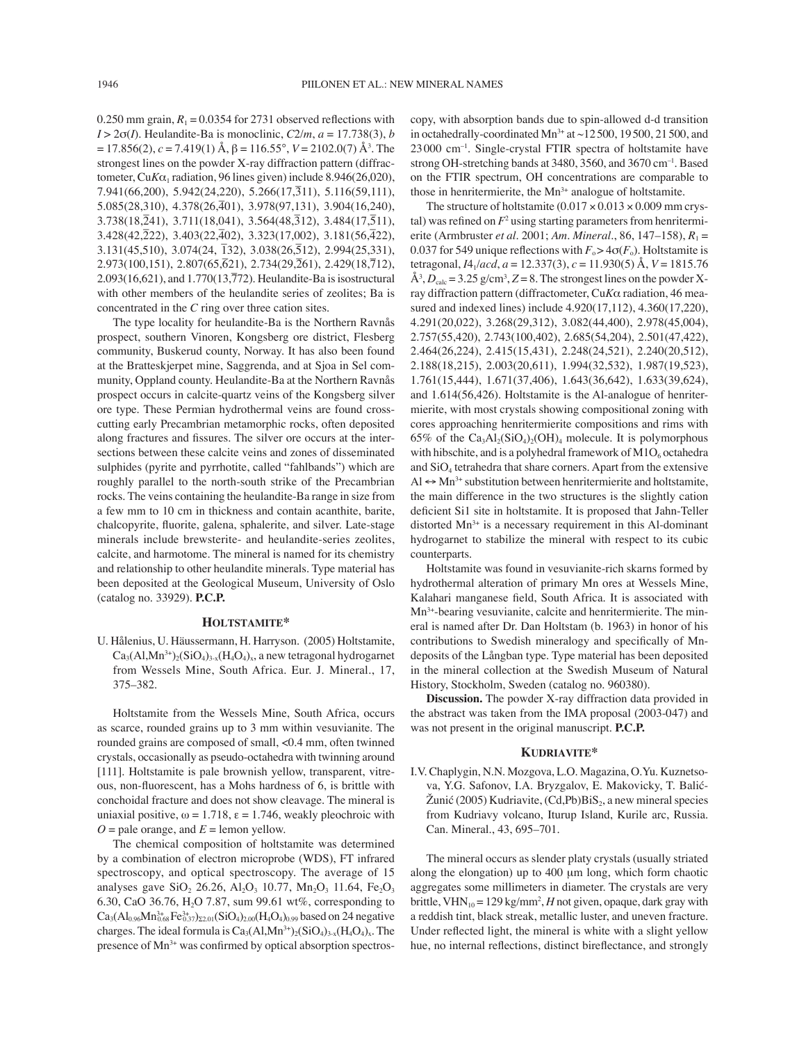0.250 mm grain, $R_1 = 0.0354$ for 2731 observed reflections with $I > 2\sigma(I)$. Heulandite-Ba is monoclinic, $C2/m$, $a = 17.738(3)$, $b = 17.856(2)$, $c = 7.419(1)$ Å, $\beta = 116.55°$, $V = 2102.0(7)$ Å$^3$. The strongest lines on the powder X-ray diffraction pattern (diffractometer, Cu$K\alpha_1$ radiation, 96 lines given) include 8.946(26,020), 7.941(66,200), 5.942(24,220), 5.266(17,$\bar{3}$11), 5.116(59,111), 5.085(28,310), 4.378(26,$\bar{4}$01), 3.978(97,131), 3.904(16,240), 3.738(18,$\bar{2}$41), 3.711(18,041), 3.564(48,$\bar{3}$12), 3.484(17,$\bar{5}$11), 3.428(42,$\bar{2}$22), 3.403(22,$\bar{4}$02), 3.323(17,002), 3.181(56,$\bar{4}$22), 3.131(45,510), 3.074(24, $\bar{1}$32), 3.038(26,$\bar{5}$12), 2.994(25,331), 2.973(100,151), 2.807(65,$\bar{6}$21), 2.734(29,$\bar{2}$61), 2.429(18,$\bar{7}$12), 2.093(16,621), and 1.770(13,$\bar{7}$72). Heulandite-Ba is isostructural with other members of the heulandite series of zeolites; Ba is concentrated in the $C$ ring over three cation sites.

The type locality for heulandite-Ba is the Northern Ravnås prospect, southern Vinoren, Kongsberg ore district, Flesberg community, Buskerud county, Norway. It has also been found at the Bratteskjerpet mine, Saggrenda, and at Sjoa in Sel community, Oppland county. Heulandite-Ba at the Northern Ravnås prospect occurs in calcite-quartz veins of the Kongsberg silver ore type. These Permian hydrothermal veins are found cross-cutting early Precambrian metamorphic rocks, often deposited along fractures and fissures. The silver ore occurs at the intersections between these calcite veins and zones of disseminated sulphides (pyrite and pyrrhotite, called "fahlbands") which are roughly parallel to the north-south strike of the Precambrian rocks. The veins containing the heulandite-Ba range in size from a few mm to 10 cm in thickness and contain acanthite, barite, chalcopyrite, fluorite, galena, sphalerite, and silver. Late-stage minerals include brewsterite- and heulandite-series zeolites, calcite, and harmotome. The mineral is named for its chemistry and relationship to other heulandite minerals. Type material has been deposited at the Geological Museum, University of Oslo (catalog no. 33929). **P.C.P.**

## Holtstamite*

U. Hålenius, U. Häussermann, H. Harryson. (2005) Holtstamite, $Ca_3(Al,Mn^{3+})_2(SiO_4)_{3-x}(H_4O_4)_x$, a new tetragonal hydrogarnet from Wessels Mine, South Africa. Eur. J. Mineral., 17, 375–382.

Holtstamite from the Wessels Mine, South Africa, occurs as scarce, rounded grains up to 3 mm within vesuvianite. The rounded grains are composed of small, <0.4 mm, often twinned crystals, occasionally as pseudo-octahedra with twinning around [111]. Holtstamite is pale brownish yellow, transparent, vitreous, non-fluorescent, has a Mohs hardness of 6, is brittle with conchoidal fracture and does not show cleavage. The mineral is uniaxial positive, $\omega = 1.718$, $\varepsilon = 1.746$, weakly pleochroic with $O$ = pale orange, and $E$ = lemon yellow.

The chemical composition of holtstamite was determined by a combination of electron microprobe (WDS), FT infrared spectroscopy, and optical spectroscopy. The average of 15 analyses gave $SiO_2$ 26.26, $Al_2O_3$ 10.77, $Mn_2O_3$ 11.64, $Fe_2O_3$ 6.30, CaO 36.76, $H_2O$ 7.87, sum 99.61 wt%, corresponding to $Ca_3(Al_{0.96}Mn^{3+}_{0.68}Fe^{3+}_{0.37})_{\Sigma 2.01}(SiO_4)_{2.00}(H_4O_4)_{0.99}$ based on 24 negative charges. The ideal formula is $Ca_3(Al,Mn^{3+})_2(SiO_4)_{3-x}(H_4O_4)_x$. The presence of $Mn^{3+}$ was confirmed by optical absorption spectroscopy, with absorption bands due to spin-allowed d-d transition in octahedrally-coordinated $Mn^{3+}$ at ~12 500, 19 500, 21 500, and 23 000 cm$^{-1}$. Single-crystal FTIR spectra of holtstamite have strong OH-stretching bands at 3480, 3560, and 3670 cm$^{-1}$. Based on the FTIR spectrum, OH concentrations are comparable to those in henritermierite, the $Mn^{3+}$ analogue of holtstamite.

The structure of holtstamite (0.017 × 0.013 × 0.009 mm crystal) was refined on $F^2$ using starting parameters from henritermierite (Armbruster *et al.* 2001; *Am. Mineral.*, 86, 147–158), $R_1 = 0.037$ for 549 unique reflections with $F_o > 4\sigma(F_o)$. Holtstamite is tetragonal, $I4_1/acd$, $a = 12.337(3)$, $c = 11.930(5)$ Å, $V = 1815.76$ Å$^3$, $D_{calc} = 3.25$ g/cm$^3$, $Z = 8$. The strongest lines on the powder X-ray diffraction pattern (diffractometer, Cu$K\alpha$ radiation, 46 measured and indexed lines) include 4.920(17,112), 4.360(17,220), 4.291(20,022), 3.268(29,312), 3.082(44,400), 2.978(45,004), 2.757(55,420), 2.743(100,402), 2.685(54,204), 2.501(47,422), 2.464(26,224), 2.415(15,431), 2.248(24,521), 2.240(20,512), 2.188(18,215), 2.003(20,611), 1.994(32,532), 1.987(19,523), 1.761(15,444), 1.671(37,406), 1.643(36,642), 1.633(39,624), and 1.614(56,426). Holtstamite is the Al-analogue of henritermierite, with most crystals showing compositional zoning with cores approaching henritermierite compositions and rims with 65% of the $Ca_3Al_2(SiO_4)_2(OH)_4$ molecule. It is polymorphous with hibschite, and is a polyhedral framework of $M1O_6$ octahedra and $SiO_4$ tetrahedra that share corners. Apart from the extensive Al ↔ $Mn^{3+}$ substitution between henritermierite and holtstamite, the main difference in the two structures is the slightly cation deficient Si1 site in holtstamite. It is proposed that Jahn-Teller distorted $Mn^{3+}$ is a necessary requirement in this Al-dominant hydrogarnet to stabilize the mineral with respect to its cubic counterparts.

Holtstamite was found in vesuvianite-rich skarns formed by hydrothermal alteration of primary Mn ores at Wessels Mine, Kalahari manganese field, South Africa. It is associated with $Mn^{3+}$-bearing vesuvianite, calcite and henritermierite. The mineral is named after Dr. Dan Holtstam (b. 1963) in honor of his contributions to Swedish mineralogy and specifically of Mn-deposits of the Långban type. Type material has been deposited in the mineral collection at the Swedish Museum of Natural History, Stockholm, Sweden (catalog no. 960380).

**Discussion.** The powder X-ray diffraction data provided in the abstract was taken from the IMA proposal (2003-047) and was not present in the original manuscript. **P.C.P.**

## Kudriavite*

I.V. Chaplygin, N.N. Mozgova, L.O. Magazina, O.Yu. Kuznetsova, Y.G. Safonov, I.A. Bryzgalov, E. Makovicky, T. Balić-Žunić (2005) Kudriavite, $(Cd,Pb)BiS_2$, a new mineral species from Kudriavy volcano, Iturup Island, Kurile arc, Russia. Can. Mineral., 43, 695–701.

The mineral occurs as slender platy crystals (usually striated along the elongation) up to 400 μm long, which form chaotic aggregates some millimeters in diameter. The crystals are very brittle, $VHN_{10} = 129$ kg/mm$^2$, $H$ not given, opaque, dark gray with a reddish tint, black streak, metallic luster, and uneven fracture. Under reflected light, the mineral is white with a slight yellow hue, no internal reflections, distinct bireflectance, and strongly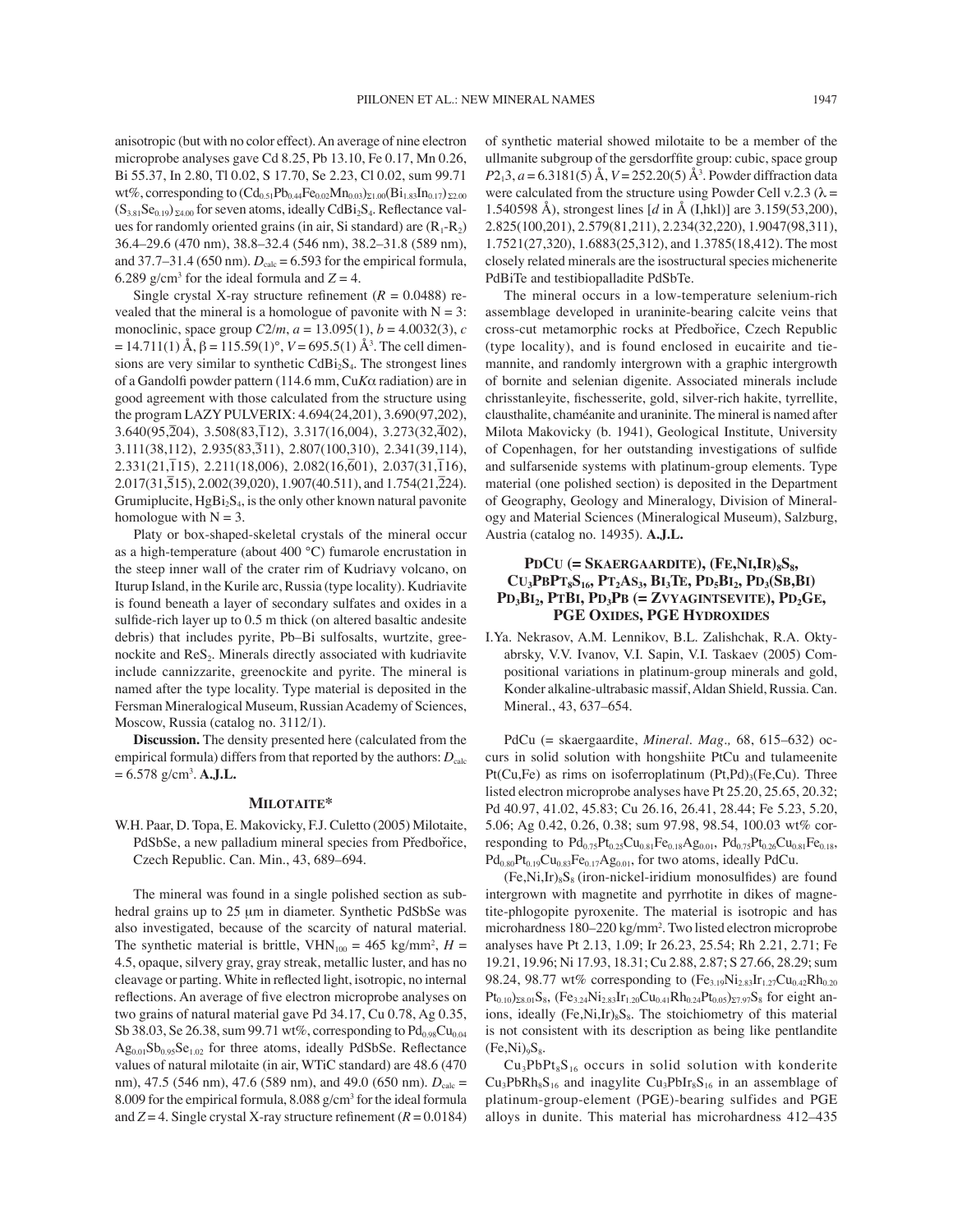anisotropic (but with no color effect). An average of nine electron microprobe analyses gave Cd 8.25, Pb 13.10, Fe 0.17, Mn 0.26, Bi 55.37, In 2.80, Tl 0.02, S 17.70, Se 2.23, Cl 0.02, sum 99.71 wt%, corresponding to $(Cd_{0.51}Pb_{0.44}Fe_{0.02}Mn_{0.03})_{\Sigma 1.00}(Bi_{1.83}In_{0.17})_{\Sigma 2.00}(S_{3.81}Se_{0.19})_{\Sigma 4.00}$ for seven atoms, ideally $CdBi_2S_4$. Reflectance values for randomly oriented grains (in air, Si standard) are ($R_1$-$R_2$) 36.4–29.6 (470 nm), 38.8–32.4 (546 nm), 38.2–31.8 (589 nm), and 37.7–31.4 (650 nm). $D_{calc}$ = 6.593 for the empirical formula, 6.289 g/cm$^3$ for the ideal formula and $Z = 4$.

Single crystal X-ray structure refinement ($R$ = 0.0488) revealed that the mineral is a homologue of pavonite with N = 3: monoclinic, space group $C2/m$, $a$ = 13.095(1), $b$ = 4.0032(3), $c$ = 14.711(1) Å, β = 115.59(1)°, $V$ = 695.5(1) Å$^3$. The cell dimensions are very similar to synthetic $CdBi_2S_4$. The strongest lines of a Gandolfi powder pattern (114.6 mm, Cu$K\alpha$ radiation) are in good agreement with those calculated from the structure using the program LAZY PULVERIX: 4.694(24,201), 3.690(97,202), 3.640(95,$\bar{2}$04), 3.508(83,$\bar{1}$12), 3.317(16,004), 3.273(32,$\bar{4}$02), 3.111(38,112), 2.935(83,$\bar{3}$11), 2.807(100,310), 2.341(39,114), 2.331(21,$\bar{1}$15), 2.211(18,006), 2.082(16,$\bar{6}$01), 2.037(31,$\bar{1}$16), 2.017(31,$\bar{5}$15), 2.002(39,020), 1.907(40.511), and 1.754(21,$\bar{2}$24). Grumiplucite, $HgBi_2S_4$, is the only other known natural pavonite homologue with N = 3.

Platy or box-shaped-skeletal crystals of the mineral occur as a high-temperature (about 400 °C) fumarole encrustation in the steep inner wall of the crater rim of Kudriavy volcano, on Iturup Island, in the Kurile arc, Russia (type locality). Kudriavite is found beneath a layer of secondary sulfates and oxides in a sulfide-rich layer up to 0.5 m thick (on altered basaltic andesite debris) that includes pyrite, Pb–Bi sulfosalts, wurtzite, greenockite and $ReS_2$. Minerals directly associated with kudriavite include cannizzarite, greenockite and pyrite. The mineral is named after the type locality. Type material is deposited in the Fersman Mineralogical Museum, Russian Academy of Sciences, Moscow, Russia (catalog no. 3112/1).

**Discussion.** The density presented here (calculated from the empirical formula) differs from that reported by the authors: $D_{calc}$ = 6.578 g/cm$^3$. **A.J.L.**

## Milotaite*

W.H. Paar, D. Topa, E. Makovicky, F.J. Culetto (2005) Milotaite, PdSbSe, a new palladium mineral species from Předbořice, Czech Republic. Can. Min., 43, 689–694.

The mineral was found in a single polished section as subhedral grains up to 25 μm in diameter. Synthetic PdSbSe was also investigated, because of the scarcity of natural material. The synthetic material is brittle, $VHN_{100}$ = 465 kg/mm$^2$, $H$ = 4.5, opaque, silvery gray, gray streak, metallic luster, and has no cleavage or parting. White in reflected light, isotropic, no internal reflections. An average of five electron microprobe analyses on two grains of natural material gave Pd 34.17, Cu 0.78, Ag 0.35, Sb 38.03, Se 26.38, sum 99.71 wt%, corresponding to $Pd_{0.98}Cu_{0.04}Ag_{0.01}Sb_{0.95}Se_{1.02}$ for three atoms, ideally PdSbSe. Reflectance values of natural milotaite (in air, WTiC standard) are 48.6 (470 nm), 47.5 (546 nm), 47.6 (589 nm), and 49.0 (650 nm). $D_{calc}$ = 8.009 for the empirical formula, 8.088 g/cm$^3$ for the ideal formula and $Z = 4$. Single crystal X-ray structure refinement ($R$ = 0.0184) of synthetic material showed milotaite to be a member of the ullmanite subgroup of the gersdorffite group: cubic, space group $P2_13$, $a$ = 6.3181(5) Å, $V$ = 252.20(5) Å$^3$. Powder diffraction data were calculated from the structure using Powder Cell v.2.3 (λ = 1.540598 Å), strongest lines [$d$ in Å (I,hkl)] are 3.159(53,200), 2.825(100,201), 2.579(81,211), 2.234(32,220), 1.9047(98,311), 1.7521(27,320), 1.6883(25,312), and 1.3785(18,412). The most closely related minerals are the isostructural species michenerite PdBiTe and testibiopalladite PdSbTe.

The mineral occurs in a low-temperature selenium-rich assemblage developed in uraninite-bearing calcite veins that cross-cut metamorphic rocks at Předbořice, Czech Republic (type locality), and is found enclosed in eucairite and tiemannite, and randomly intergrown with a graphic intergrowth of bornite and selenian digenite. Associated minerals include chrisstanleyite, fischesserite, gold, silver-rich hakite, tyrrellite, clausthalite, chaméanite and uraninite. The mineral is named after Milota Makovicky (b. 1941), Geological Institute, University of Copenhagen, for her outstanding investigations of sulfide and sulfarsenide systems with platinum-group elements. Type material (one polished section) is deposited in the Department of Geography, Geology and Mineralogy, Division of Mineralogy and Material Sciences (Mineralogical Museum), Salzburg, Austria (catalog no. 14935). **A.J.L.**

## PdCu (= Skaergaardite), $(Fe,Ni,Ir)_8S_8$, $Cu_3PbPt_8S_{16}$, $Pt_2As_3$, $Bi_3Te$, $Pd_5Bi_2$, $Pd_3(Sb,Bi)$ $Pd_3Bi_2$, PtBi, $Pd_3Pb$ (= Zvyagintsevite), $Pd_2Ge$, PGE Oxides, PGE Hydroxides

I.Ya. Nekrasov, A.M. Lennikov, B.L. Zalishchak, R.A. Oktyabrsky, V.V. Ivanov, V.I. Sapin, V.I. Taskaev (2005) Compositional variations in platinum-group minerals and gold, Konder alkaline-ultrabasic massif, Aldan Shield, Russia. Can. Mineral., 43, 637–654.

PdCu (= skaergaardite, *Mineral. Mag.,* 68, 615–632) occurs in solid solution with hongshiite PtCu and tulameenite Pt(Cu,Fe) as rims on isoferroplatinum $(Pt,Pd)_3(Fe,Cu)$. Three listed electron microprobe analyses have Pt 25.20, 25.65, 20.32; Pd 40.97, 41.02, 45.83; Cu 26.16, 26.41, 28.44; Fe 5.23, 5.20, 5.06; Ag 0.42, 0.26, 0.38; sum 97.98, 98.54, 100.03 wt% corresponding to $Pd_{0.75}Pt_{0.25}Cu_{0.81}Fe_{0.18}Ag_{0.01}$, $Pd_{0.75}Pt_{0.26}Cu_{0.81}Fe_{0.18}$, $Pd_{0.80}Pt_{0.19}Cu_{0.83}Fe_{0.17}Ag_{0.01}$, for two atoms, ideally PdCu.

$(Fe,Ni,Ir)_8S_8$ (iron-nickel-iridium monosulfides) are found intergrown with magnetite and pyrrhotite in dikes of magnetite-phlogopite pyroxenite. The material is isotropic and has microhardness 180–220 kg/mm$^2$. Two listed electron microprobe analyses have Pt 2.13, 1.09; Ir 26.23, 25.54; Rh 2.21, 2.71; Fe 19.21, 19.96; Ni 17.93, 18.31; Cu 2.88, 2.87; S 27.66, 28.29; sum 98.24, 98.77 wt% corresponding to $(Fe_{3.19}Ni_{2.83}Ir_{1.27}Cu_{0.42}Rh_{0.20}Pt_{0.10})_{\Sigma 8.01}S_8$, $(Fe_{3.24}Ni_{2.83}Ir_{1.20}Cu_{0.41}Rh_{0.24}Pt_{0.05})_{\Sigma 7.97}S_8$ for eight anions, ideally $(Fe,Ni,Ir)_8S_8$. The stoichiometry of this material is not consistent with its description as being like pentlandite $(Fe,Ni)_9S_8$.

$Cu_3PbPt_8S_{16}$ occurs in solid solution with konderite $Cu_3PbRh_8S_{16}$ and inagylite $Cu_3PbIr_8S_{16}$ in an assemblage of platinum-group-element (PGE)-bearing sulfides and PGE alloys in dunite. This material has microhardness 412–435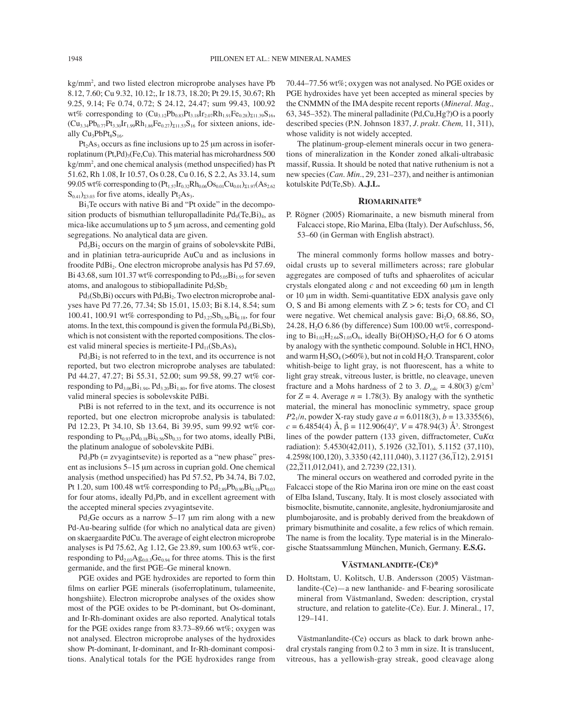kg/mm², and two listed electron microprobe analyses have Pb 8.12, 7.60; Cu 9.32, 10.12;, Ir 18.73, 18.20; Pt 29.15, 30.67; Rh 9.25, 9.14; Fe 0.74, 0.72; S 24.12, 24.47; sum 99.43, 100.92 wt% corresponding to $(Cu_{3.12}Pb_{0.83}Pt_{3.18}Ir_{2.07}Rh_{1.91}Fe_{0.28})_{\Sigma 11.39}S_{16}$, $(Cu_{3.34}Pb_{0.77}Pt_{3.30}Ir_{1.99}Rh_{1.86}Fe_{0.27})_{\Sigma 11.53}S_{16}$ for sixteen anions, ideally $Cu_3PbPt_8S_{16}$.

$Pt_2As_3$ occurs as fine inclusions up to 25 μm across in isoferroplatinum $(Pt,Pd)_3(Fe,Cu)$. This material has microhardness 500 kg/mm², and one chemical analysis (method unspecified) has Pt 51.62, Rh 1.08, Ir 10.57, Os 0.28, Cu 0.16, S 2.2, As 33.14, sum 99.05 wt% corresponding to $(Pt_{1.57}Ir_{0.32}Rh_{0.06}Os_{0.01}Cu_{0.01})_{\Sigma 1.97}(As_{2.62}S_{0.41})_{\Sigma 3.03}$ for five atoms, ideally $Pt_2As_3$.

$Bi_3Te$ occurs with native Bi and "Pt oxide" in the decomposition products of bismuthian telluropalladinite $Pd_9(Te,Bi)_4$, as mica-like accumulations up to 5 μm across, and cementing gold segregations. No analytical data are given.

$Pd_5Bi_2$ occurs on the margin of grains of sobolevskite PdBi, and in platinian tetra-auricupride AuCu and as inclusions in froodite $PdBi_2$. One electron microprobe analysis has Pd 57.69, Bi 43.68, sum 101.37 wt% corresponding to $Pd_{5.05}Bi_{1.95}$ for seven atoms, and analogous to stibiopalladinite $Pd_5Sb_2$.

$Pd_3(Sb,Bi)$ occurs with $Pd_5Bi_2$. Two electron microprobe analyses have Pd 77.26, 77.34; Sb 15.01, 15.03; Bi 8.14, 8.54; sum 100.41, 100.91 wt% corresponding to $Pd_{3.27}Sb_{0.56}Bi_{0.18}$, for four atoms. In the text, this compound is given the formula $Pd_3(Bi,Sb)$, which is not consistent with the reported compositions. The closest valid mineral species is mertieite-I $Pd_{11}(Sb,As)_4$

$Pd_3Bi_2$ is not referred to in the text, and its occurrence is not reported, but two electron microprobe analyses are tabulated: Pd 44.27, 47.27; Bi 55.31, 52.00; sum 99.58, 99.27 wt% corresponding to $Pd_{3.06}Bi_{1.94}$, $Pd_{3.20}Bi_{1.80}$, for five atoms. The closest valid mineral species is sobolevskite PdBi.

PtBi is not referred to in the text, and its occurrence is not reported, but one electron microprobe analysis is tabulated: Pd 12.23, Pt 34.10, Sb 13.64, Bi 39.95, sum 99.92 wt% corresponding to $Pt_{0.93}Pd_{0.18}Bi_{0.56}Sb_{0.33}$ for two atoms, ideally PtBi, the platinum analogue of sobolevskite PdBi.

$Pd_3Pb$ (= zvyagintsevite) is reported as a "new phase" present as inclusions 5–15 μm across in cuprian gold. One chemical analysis (method unspecified) has Pd 57.52, Pb 34.74, Bi 7.02, Pt 1.20, sum 100.48 wt% corresponding to $Pd_{2.89}Pb_{0.90}Bi_{0.18}Pt_{0.03}$ for four atoms, ideally $Pd_3Pb$, and in excellent agreement with the accepted mineral species zvyagintsevite.

$Pd_2Ge$ occurs as a narrow 5–17 μm rim along with a new Pd-Au-bearing sulfide (for which no analytical data are given) on skaergaardite PdCu. The average of eight electron microprobe analyses is Pd 75.62, Ag 1.12, Ge 23.89, sum 100.63 wt%, corresponding to $Pd_{2.03}Ag_{0.0.3}Ge_{0.94}$ for three atoms. This is the first germanide, and the first PGE–Ge mineral known.

PGE oxides and PGE hydroxides are reported to form thin films on earlier PGE minerals (isoferroplatinum, tulameenite, hongshiite). Electron microprobe analyses of the oxides show most of the PGE oxides to be Pt-dominant, but Os-dominant, and Ir-Rh-dominant oxides are also reported. Analytical totals for the PGE oxides range from 83.73–89.66 wt%; oxygen was not analysed. Electron microprobe analyses of the hydroxides show Pt-dominant, Ir-dominant, and Ir-Rh-dominant compositions. Analytical totals for the PGE hydroxides range from 70.44–77.56 wt%; oxygen was not analysed. No PGE oxides or PGE hydroxides have yet been accepted as mineral species by the CNMMN of the IMA despite recent reports (*Mineral. Mag.,* 63, 345–352). The mineral palladinite (Pd,Cu,Hg?)O is a poorly described species (P.N. Johnson 1837, *J. prakt. Chem,* 11, 311), whose validity is not widely accepted.

The platinum-group-element minerals occur in two generations of mineralization in the Konder zoned alkali-ultrabasic massif, Russia. It should be noted that native ruthenium is not a new species (*Can. Min*., 29, 231–237), and neither is antimonian kotulskite Pd(Te,Sb). **A.J.L.**

## RIOMARINAITE*

P. Rögner (2005) Riomarinaite, a new bismuth mineral from Falcacci stope, Rio Marina, Elba (Italy). Der Aufschluss, 56, 53–60 (in German with English abstract).

The mineral commonly forms hollow masses and botryoidal crusts up to several millimeters across; rare globular aggregates are composed of tufts and sphaerolites of acicular crystals elongated along *c* and not exceeding 60 μm in length or 10 μm in width. Semi-quantitative EDX analysis gave only O, S and Bi among elements with $Z > 6$; tests for $CO_2$ and Cl were negative. Wet chemical analysis gave: $Bi_2O_3$ 68.86, $SO_3$ 24.28, $H_2O$ 6.86 (by difference) Sum 100.00 wt%, corresponding to $Bi_{1.02}H_{2.64}S_{1.05}O_6$, ideally $Bi(OH)SO_4 \cdot H_2O$ for 6 O atoms by analogy with the synthetic compound. Soluble in HCl, $HNO_3$ and warm $H_2SO_4$ (>60%), but not in cold $H_2O$. Transparent, color whitish-beige to light gray, is not fluorescent, has a white to light gray streak, vitreous luster, is brittle, no cleavage, uneven fracture and a Mohs hardness of 2 to 3. $D_{calc}$ = 4.80(3) g/cm³ for $Z = 4$. Average $n = 1.78(3)$. By analogy with the synthetic material, the mineral has monoclinic symmetry, space group $P2_1/n$, powder X-ray study gave $a$ = 6.0118(3), $b$ = 13.3355(6), $c$ = 6.4854(4) Å, β = 112.906(4)°, $V$ = 478.94(3) Å³. Strongest lines of the powder pattern (133 given, diffractometer, Cu$K\alpha$ radiation): 5.4530(42,011), 5.1926 (32,$\bar{1}$01), 5.1152 (37,110), 4.2598(100,120), 3.3350 (42,111,040), 3.1127 (36,$\bar{1}$12), 2.9151 (22,$\bar{2}$11,012,041), and 2.7239 (22,131).

The mineral occurs on weathered and corroded pyrite in the Falcacci stope of the Rio Marina iron ore mine on the east coast of Elba Island, Tuscany, Italy. It is most closely associated with bismoclite, bismutite, cannonite, anglesite, hydroniumjarosite and plumbojarosite, and is probably derived from the breakdown of primary bismuthinite and cosalite, a few relics of which remain. The name is from the locality. Type material is in the Mineralogische Staatssammlung München, Munich, Germany. **E.S.G.**

## VÄSTMANLANDITE-(CE)*

D. Holtstam, U. Kolitsch, U.B. Andersson (2005) Västmanlandite-(Ce)—a new lanthanide- and F-bearing sorosilicate mineral from Västmanland, Sweden: description, crystal structure, and relation to gatelite-(Ce). Eur. J. Mineral., 17, 129–141.

Västmanlandite-(Ce) occurs as black to dark brown anhedral crystals ranging from 0.2 to 3 mm in size. It is translucent, vitreous, has a yellowish-gray streak, good cleavage along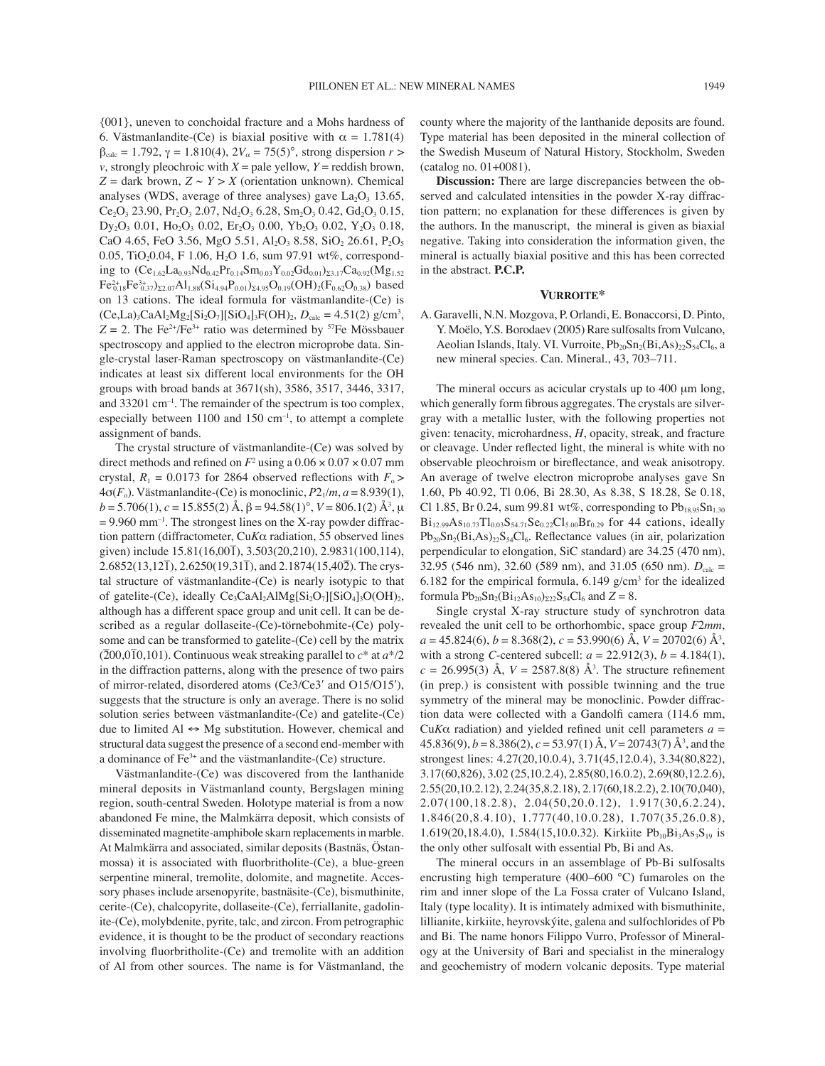{001}, uneven to conchoidal fracture and a Mohs hardness of 6. Västmanlandite-(Ce) is biaxial positive with $\alpha = 1.781(4)$ $\beta_{calc} = 1.792$, $\gamma = 1.810(4)$, $2V_\alpha = 75(5)°$, strong dispersion $r > v$, strongly pleochroic with $X$ = pale yellow, $Y$ = reddish brown, $Z$ = dark brown, $Z \sim Y > X$ (orientation unknown). Chemical analyses (WDS, average of three analyses) gave $La_2O_3$ 13.65, $Ce_2O_3$ 23.90, $Pr_2O_3$ 2.07, $Nd_2O_3$ 6.28, $Sm_2O_3$ 0.42, $Gd_2O_3$ 0.15, $Dy_2O_3$ 0.01, $Ho_2O_3$ 0.02, $Er_2O_3$ 0.00, $Yb_2O_3$ 0.02, $Y_2O_3$ 0.18, CaO 4.65, FeO 3.56, MgO 5.51, $Al_2O_3$ 8.58, $SiO_2$ 26.61, $P_2O_5$ 0.05, $TiO_2$0.04, F 1.06, $H_2O$ 1.6, sum 97.91 wt%, corresponding to $(Ce_{1.62}La_{0.93}Nd_{0.42}Pr_{0.14}Sm_{0.03}Y_{0.02}Gd_{0.01})_{\Sigma 3.17}Ca_{0.92}(Mg_{1.52}Fe^{2+}_{0.18}Fe^{3+}_{0.37})_{\Sigma 2.07}Al_{1.88}(Si_{4.94}P_{0.01})_{\Sigma 4.95}O_{0.19}(OH)_2(F_{0.62}O_{0.38})$ based on 13 cations. The ideal formula for västmanlandite-(Ce) is $(Ce,La)_3CaAl_2Mg_2[Si_2O_7][SiO_4]_3F(OH)_2$, $D_{calc} = 4.51(2)$ g/cm³, $Z = 2$. The $Fe^{2+}/Fe^{3+}$ ratio was determined by $^{57}Fe$ Mössbauer spectroscopy and applied to the electron microprobe data. Single-crystal laser-Raman spectroscopy on västmanlandite-(Ce) indicates at least six different local environments for the OH groups with broad bands at 3671(sh), 3586, 3517, 3446, 3317, and 33201 cm⁻¹. The remainder of the spectrum is too complex, especially between 1100 and 150 cm⁻¹, to attempt a complete assignment of bands.

The crystal structure of västmanlandite-(Ce) was solved by direct methods and refined on $F^2$ using a 0.06 × 0.07 × 0.07 mm crystal, $R_1 = 0.0173$ for 2864 observed reflections with $F_o > 4\sigma(F_o)$. Västmanlandite-(Ce) is monoclinic, $P2_1/m$, $a = 8.939(1)$, $b = 5.706(1)$, $c = 15.855(2)$ Å, $\beta = 94.58(1)°$, $V = 806.1(2)$ Å³, $\mu = 9.960$ mm⁻¹. The strongest lines on the X-ray powder diffraction pattern (diffractometer, Cu$K\alpha$ radiation, 55 observed lines given) include 15.81(16,00$\bar{1}$), 3.503(20,210), 2.9831(100,114), 2.6852(13,12$\bar{1}$), 2.6250(19,31$\bar{1}$), and 2.1874(15,40$\bar{2}$). The crystal structure of västmanlandite-(Ce) is nearly isotypic to that of gatelite-(Ce), ideally $Ce_3CaAl_2AlMg[Si_2O_7][SiO_4]_3O(OH)_2$, although has a different space group and unit cell. It can be described as a regular dollaseite-(Ce)-törnebohmite-(Ce) polysome and can be transformed to gatelite-(Ce) cell by the matrix ($\bar{2}$00,0$\bar{1}$0,101). Continuous weak streaking parallel to $c^*$ at $a^*/2$ in the diffraction patterns, along with the presence of two pairs of mirror-related, disordered atoms (Ce3/Ce3′ and O15/O15′), suggests that the structure is only an average. There is no solid solution series between västmanlandite-(Ce) and gatelite-(Ce) due to limited Al ↔ Mg substitution. However, chemical and structural data suggest the presence of a second end-member with a dominance of $Fe^{3+}$ and the västmanlandite-(Ce) structure.

Västmanlandite-(Ce) was discovered from the lanthanide mineral deposits in Västmanland county, Bergslagen mining region, south-central Sweden. Holotype material is from a now abandoned Fe mine, the Malmkärra deposit, which consists of disseminated magnetite-amphibole skarn replacements in marble. At Malmkärra and associated, similar deposits (Bastnäs, Östanmossa) it is associated with fluorbritholite-(Ce), a blue-green serpentine mineral, tremolite, dolomite, and magnetite. Accessory phases include arsenopyrite, bastnäsite-(Ce), bismuthinite, cerite-(Ce), chalcopyrite, dollaseite-(Ce), ferriallanite, gadolinite-(Ce), molybdenite, pyrite, talc, and zircon. From petrographic evidence, it is thought to be the product of secondary reactions involving fluorbritholite-(Ce) and tremolite with an addition of Al from other sources. The name is for Västmanland, the county where the majority of the lanthanide deposits are found. Type material has been deposited in the mineral collection of the Swedish Museum of Natural History, Stockholm, Sweden (catalog no. 01+0081).

**Discussion:** There are large discrepancies between the observed and calculated intensities in the powder X-ray diffraction pattern; no explanation for these differences is given by the authors. In the manuscript, the mineral is given as biaxial negative. Taking into consideration the information given, the mineral is actually biaxial positive and this has been corrected in the abstract. **P.C.P.**

## VURROITE*

A. Garavelli, N.N. Mozgova, P. Orlandi, E. Bonaccorsi, D. Pinto, Y. Moëlo, Y.S. Borodaev (2005) Rare sulfosalts from Vulcano, Aeolian Islands, Italy. VI. Vurroite, $Pb_{20}Sn_2(Bi,As)_{22}S_{54}Cl_6$, a new mineral species. Can. Mineral., 43, 703–711.

The mineral occurs as acicular crystals up to 400 μm long, which generally form fibrous aggregates. The crystals are silver-gray with a metallic luster, with the following properties not given: tenacity, microhardness, $H$, opacity, streak, and fracture or cleavage. Under reflected light, the mineral is white with no observable pleochroism or bireflectance, and weak anisotropy. An average of twelve electron microprobe analyses gave Sn 1.60, Pb 40.92, Tl 0.06, Bi 28.30, As 8.38, S 18.28, Se 0.18, Cl 1.85, Br 0.24, sum 99.81 wt%, corresponding to $Pb_{18.95}Sn_{1.30}Bi_{12.99}As_{10.73}Tl_{0.03}S_{54.71}Se_{0.22}Cl_{5.00}Br_{0.29}$ for 44 cations, ideally $Pb_{20}Sn_2(Bi,As)_{22}S_{54}Cl_6$. Reflectance values (in air, polarization perpendicular to elongation, SiC standard) are 34.25 (470 nm), 32.95 (546 nm), 32.60 (589 nm), and 31.05 (650 nm). $D_{calc}$ = 6.182 for the empirical formula, 6.149 g/cm³ for the idealized formula $Pb_{20}Sn_2(Bi_{12}As_{10})_{\Sigma 22}S_{54}Cl_6$ and $Z = 8$.

Single crystal X-ray structure study of synchrotron data revealed the unit cell to be orthorhombic, space group $F2mm$, $a = 45.824(6)$, $b = 8.368(2)$, $c = 53.990(6)$ Å, $V = 20702(6)$ Å³, with a strong $C$-centered subcell: $a = 22.912(3)$, $b = 4.184(1)$, $c = 26.995(3)$ Å, $V = 2587.8(8)$ Å³. The structure refinement (in prep.) is consistent with possible twinning and the true symmetry of the mineral may be monoclinic. Powder diffraction data were collected with a Gandolfi camera (114.6 mm, Cu$K\alpha$ radiation) and yielded refined unit cell parameters $a$ = 45.836(9), $b = 8.386(2)$, $c = 53.97(1)$ Å, $V = 20743(7)$ Å³, and the strongest lines: 4.27(20,10.0.4), 3.71(45,12.0.4), 3.34(80,822), 3.17(60,826), 3.02 (25,10.2.4), 2.85(80,16.0.2), 2.69(80,12.2.6), 2.55(20,10.2.12), 2.24(35,8.2.18), 2.17(60,18.2.2), 2.10(70,040), 2.07(100,18.2.8), 2.04(50,20.0.12), 1.917(30,6.2.24), 1.846(20,8.4.10), 1.777(40,10.0.28), 1.707(35,26.0.8), 1.619(20,18.4.0), 1.584(15,10.0.32). Kirkiite $Pb_{10}Bi_3As_3S_{19}$ is the only other sulfosalt with essential Pb, Bi and As.

The mineral occurs in an assemblage of Pb-Bi sulfosalts encrusting high temperature (400–600 °C) fumaroles on the rim and inner slope of the La Fossa crater of Vulcano Island, Italy (type locality). It is intimately admixed with bismuthinite, lillianite, kirkiite, heyrovskýite, galena and sulfochlorides of Pb and Bi. The name honors Filippo Vurro, Professor of Mineralogy at the University of Bari and specialist in the mineralogy and geochemistry of modern volcanic deposits. Type material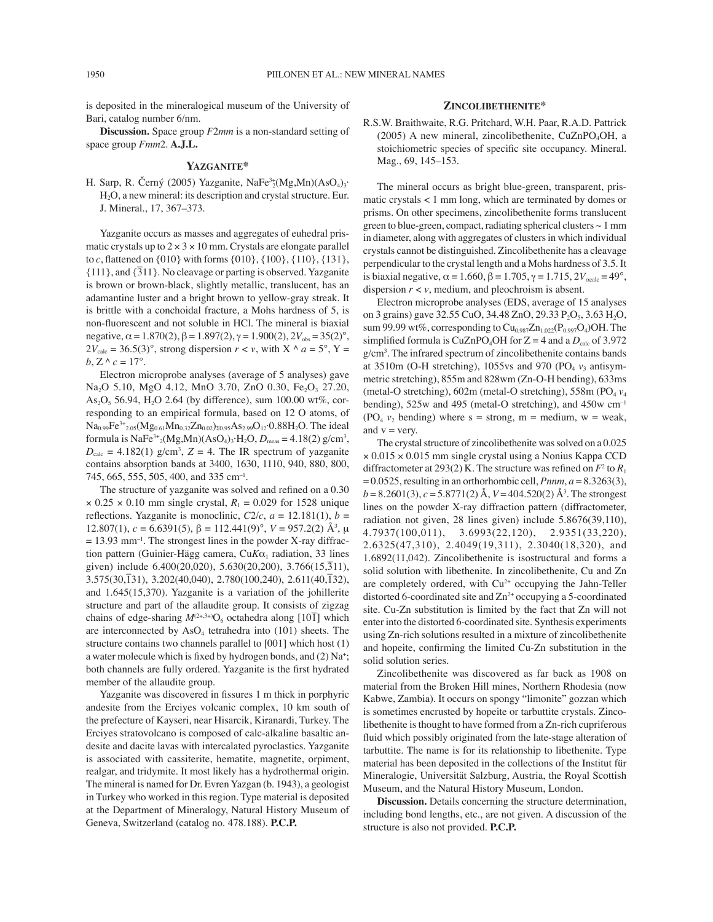is deposited in the mineralogical museum of the University of Bari, catalog number 6/nm.

**Discussion.** Space group *F*2*mm* is a non-standard setting of space group *Fmm*2. **A.J.L.**

## YAZGANITE*

H. Sarp, R. Černý (2005) Yazganite, $NaFe^{3+}_2(Mg,Mn)(AsO_4)_3 \cdot H_2O$, a new mineral: its description and crystal structure. Eur. J. Mineral., 17, 367–373.

Yazganite occurs as masses and aggregates of euhedral prismatic crystals up to 2 × 3 × 10 mm. Crystals are elongate parallel to *c*, flattened on {010} with forms {010}, {100}, {110}, {131}, {111}, and {$\bar{3}$11}. No cleavage or parting is observed. Yazganite is brown or brown-black, slightly metallic, translucent, has an adamantine luster and a bright brown to yellow-gray streak. It is brittle with a conchoidal fracture, a Mohs hardness of 5, is non-fluorescent and not soluble in HCl. The mineral is biaxial negative, $\alpha = 1.870(2)$, $\beta = 1.897(2)$, $\gamma = 1.900(2)$, $2V_{obs} = 35(2)°$, $2V_{calc} = 36.5(3)°$, strong dispersion $r < v$, with $X \wedge a = 5°$, $Y = b$, $Z \wedge c = 17°$.

Electron microprobe analyses (average of 5 analyses) gave $Na_2O$ 5.10, MgO 4.12, MnO 3.70, ZnO 0.30, $Fe_2O_3$ 27.20, $As_2O_5$ 56.94, $H_2O$ 2.64 (by difference), sum 100.00 wt%, corresponding to an empirical formula, based on 12 O atoms, of $Na_{0.99}Fe^{3+}_{2.05}(Mg_{0.61}Mn_{0.32}Zn_{0.02})_{\Sigma 0.95}As_{2.99}O_{12} \cdot 0.88H_2O$. The ideal formula is $NaFe^{3+}_2(Mg,Mn)(AsO_4)_3 \cdot H_2O$, $D_{meas} = 4.18(2)$ g/cm³, $D_{calc} = 4.182(1)$ g/cm³, $Z = 4$. The IR spectrum of yazganite contains absorption bands at 3400, 1630, 1110, 940, 880, 800, 745, 665, 555, 505, 400, and 335 cm⁻¹.

The structure of yazganite was solved and refined on a 0.30 × 0.25 × 0.10 mm single crystal, $R_1 = 0.029$ for 1528 unique reflections. Yazganite is monoclinic, $C2/c$, $a = 12.181(1)$, $b = 12.807(1)$, $c = 6.6391(5)$, $\beta = 112.441(9)°$, $V = 957.2(2)$ Å³, $\mu = 13.93$ mm⁻¹. The strongest lines in the powder X-ray diffraction pattern (Guinier-Hägg camera, Cu$K\alpha_1$ radiation, 33 lines given) include 6.400(20,020), 5.630(20,200), 3.766(15,$\bar{3}$11), 3.575(30,$\bar{1}$31), 3.202(40,040), 2.780(100,240), 2.611(40,$\bar{1}$32), and 1.645(15,370). Yazganite is a variation of the johillerite structure and part of the allaudite group. It consists of zigzag chains of edge-sharing $M^{(2+,3+)}O_6$ octahedra along [10$\bar{1}$] which are interconnected by $AsO_4$ tetrahedra into (101) sheets. The structure contains two channels parallel to [001] which host (1) a water molecule which is fixed by hydrogen bonds, and (2) $Na^+$; both channels are fully ordered. Yazganite is the first hydrated member of the allaudite group.

Yazganite was discovered in fissures 1 m thick in porphyric andesite from the Erciyes volcanic complex, 10 km south of the prefecture of Kayseri, near Hisarcik, Kiranardi, Turkey. The Erciyes stratovolcano is composed of calc-alkaline basaltic andesite and dacite lavas with intercalated pyroclastics. Yazganite is associated with cassiterite, hematite, magnetite, orpiment, realgar, and tridymite. It most likely has a hydrothermal origin. The mineral is named for Dr. Evren Yazgan (b. 1943), a geologist in Turkey who worked in this region. Type material is deposited at the Department of Mineralogy, Natural History Museum of Geneva, Switzerland (catalog no. 478.188). **P.C.P.**

## ZINCOLIBETHENITE*

R.S.W. Braithwaite, R.G. Pritchard, W.H. Paar, R.A.D. Pattrick (2005) A new mineral, zincolibethenite, $CuZnPO_4OH$, a stoichiometric species of specific site occupancy. Mineral. Mag., 69, 145–153.

The mineral occurs as bright blue-green, transparent, prismatic crystals < 1 mm long, which are terminated by domes or prisms. On other specimens, zincolibethenite forms translucent green to blue-green, compact, radiating spherical clusters ~ 1 mm in diameter, along with aggregates of clusters in which individual crystals cannot be distinguished. Zincolibethenite has a cleavage perpendicular to the crystal length and a Mohs hardness of 3.5. It is biaxial negative, $\alpha = 1.660$, $\beta = 1.705$, $\gamma = 1.715$, $2V_{\alpha calc} = 49°$, dispersion $r < v$, medium, and pleochroism is absent.

Electron microprobe analyses (EDS, average of 15 analyses on 3 grains) gave 32.55 CuO, 34.48 ZnO, 29.33 $P_2O_5$, 3.63 $H_2O$, sum 99.99 wt%, corresponding to $Cu_{0.987}Zn_{1.022}(P_{0.997}O_4)OH$. The simplified formula is $CuZnPO_4OH$ for Z = 4 and a $D_{calc}$ of 3.972 g/cm³. The infrared spectrum of zincolibethenite contains bands at 3510m (O-H stretching), 1055vs and 970 ($PO_4$ $v_3$ antisymmetric stretching), 855m and 828wm (Zn-O-H bending), 633ms (metal-O stretching), 602m (metal-O stretching), 558m ($PO_4$ $v_4$ bending), 525w and 495 (metal-O stretching), and 450w cm⁻¹ ($PO_4$ $v_2$ bending) where s = strong, m = medium, w = weak, and v = very.

The crystal structure of zincolibethenite was solved on a 0.025 × 0.015 × 0.015 mm single crystal using a Nonius Kappa CCD diffractometer at 293(2) K. The structure was refined on $F^2$ to $R_1 = 0.0525$, resulting in an orthorhombic cell, *Pnnm*, $a = 8.3263(3)$, $b = 8.2601(3)$, $c = 5.8771(2)$ Å, $V = 404.520(2)$ Å³. The strongest lines on the powder X-ray diffraction pattern (diffractometer, radiation not given, 28 lines given) include 5.8676(39,110), 4.7937(100,011), 3.6993(22,120), 2.9351(33,220), 2.6325(47,310), 2.4049(19,311), 2.3040(18,320), and 1.6892(11,042). Zincolibethenite is isostructural and forms a solid solution with libethenite. In zincolibethenite, Cu and Zn are completely ordered, with $Cu^{2+}$ occupying the Jahn-Teller distorted 6-coordinated site and $Zn^{2+}$ occupying a 5-coordinated site. Cu-Zn substitution is limited by the fact that Zn will not enter into the distorted 6-coordinated site. Synthesis experiments using Zn-rich solutions resulted in a mixture of zincolibethenite and hopeite, confirming the limited Cu-Zn substitution in the solid solution series.

Zincolibethenite was discovered as far back as 1908 on material from the Broken Hill mines, Northern Rhodesia (now Kabwe, Zambia). It occurs on spongy "limonite" gozzan which is sometimes encrusted by hopeite or tarbuttite crystals. Zincolibethenite is thought to have formed from a Zn-rich cupriferous fluid which possibly originated from the late-stage alteration of tarbuttite. The name is for its relationship to libethenite. Type material has been deposited in the collections of the Institut für Mineralogie, Universität Salzburg, Austria, the Royal Scottish Museum, and the Natural History Museum, London.

**Discussion.** Details concerning the structure determination, including bond lengths, etc., are not given. A discussion of the structure is also not provided. **P.C.P.**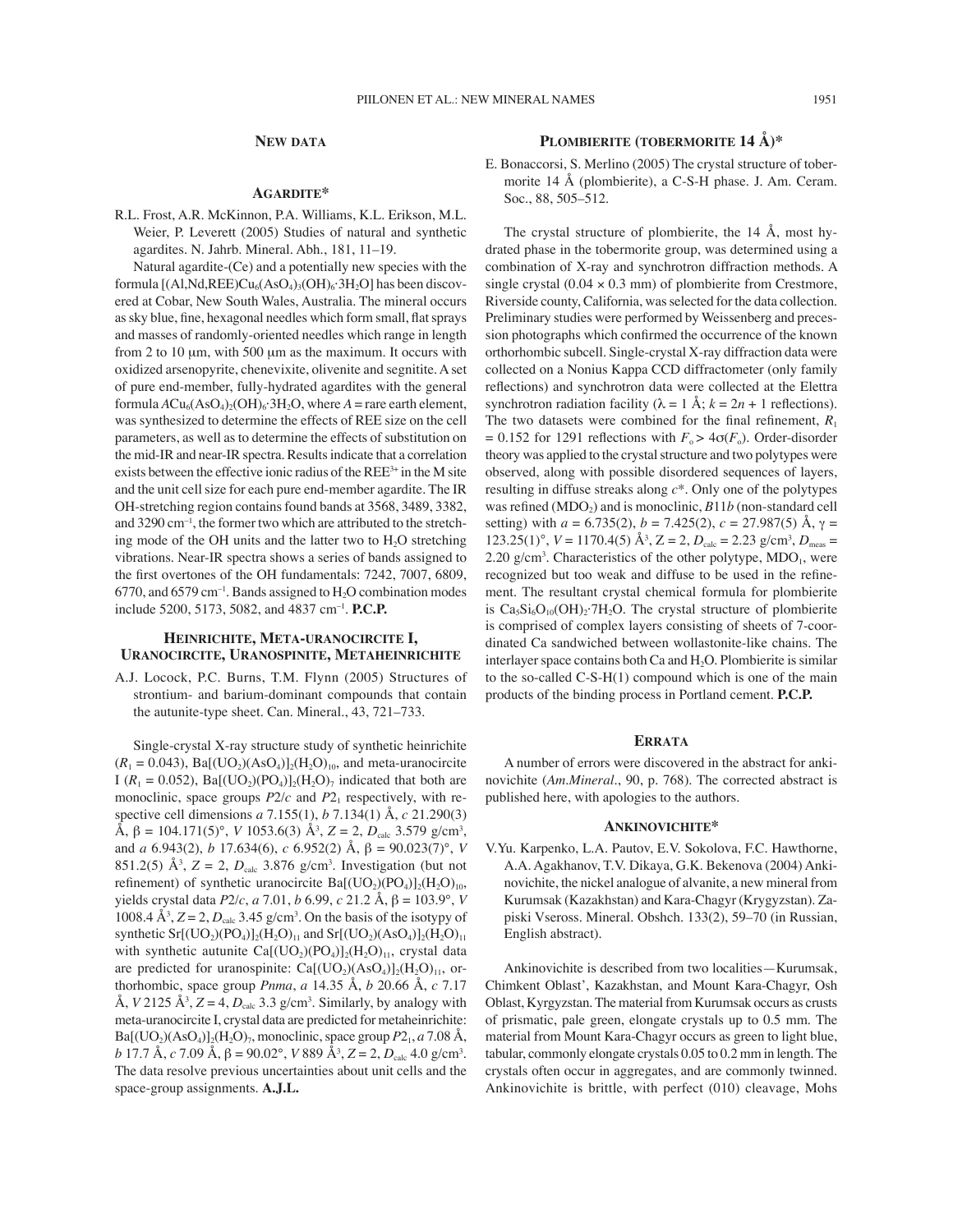## New data

### Agardite*

R.L. Frost, A.R. McKinnon, P.A. Williams, K.L. Erikson, M.L. Weier, P. Leverett (2005) Studies of natural and synthetic agardites. N. Jahrb. Mineral. Abh., 181, 11–19.

Natural agardite-(Ce) and a potentially new species with the formula $[(Al,Nd,REE)Cu_6(AsO_4)_3(OH)_6 \cdot 3H_2O]$ has been discovered at Cobar, New South Wales, Australia. The mineral occurs as sky blue, fine, hexagonal needles which form small, flat sprays and masses of randomly-oriented needles which range in length from 2 to 10 μm, with 500 μm as the maximum. It occurs with oxidized arsenopyrite, chenevixite, olivenite and segnitite. A set of pure end-member, fully-hydrated agardites with the general formula $ACu_6(AsO_4)_2(OH)_6 \cdot 3H_2O$, where $A$ = rare earth element, was synthesized to determine the effects of REE size on the cell parameters, as well as to determine the effects of substitution on the mid-IR and near-IR spectra. Results indicate that a correlation exists between the effective ionic radius of the $REE^{3+}$ in the M site and the unit cell size for each pure end-member agardite. The IR OH-stretching region contains found bands at 3568, 3489, 3382, and 3290 $cm^{-1}$, the former two which are attributed to the stretching mode of the OH units and the latter two to $H_2O$ stretching vibrations. Near-IR spectra shows a series of bands assigned to the first overtones of the OH fundamentals: 7242, 7007, 6809, 6770, and 6579 $cm^{-1}$. Bands assigned to $H_2O$ combination modes include 5200, 5173, 5082, and 4837 $cm^{-1}$. **P.C.P.**

### Heinrichite, Meta-uranocircite I, Uranocircite, Uranospinite, Metaheinrichite

A.J. Locock, P.C. Burns, T.M. Flynn (2005) Structures of strontium- and barium-dominant compounds that contain the autunite-type sheet. Can. Mineral., 43, 721–733.

Single-crystal X-ray structure study of synthetic heinrichite ($R_1$ = 0.043), $Ba[(UO_2)(AsO_4)]_2(H_2O)_{10}$, and meta-uranocircite I ($R_1$ = 0.052), $Ba[(UO_2)(PO_4)]_2(H_2O)_7$ indicated that both are monoclinic, space groups $P2/c$ and $P2_1$ respectively, with respective cell dimensions $a$ 7.155(1), $b$ 7.134(1) Å, $c$ 21.290(3) Å, β = 104.171(5)°, $V$ 1053.6(3) Å$^3$, $Z$ = 2, $D_{calc}$ 3.579 g/cm$^3$, and $a$ 6.943(2), $b$ 17.634(6), $c$ 6.952(2) Å, β = 90.023(7)°, $V$ 851.2(5) Å$^3$, $Z$ = 2, $D_{calc}$ 3.876 g/cm$^3$. Investigation (but not refinement) of synthetic uranocircite $Ba[(UO_2)(PO_4)]_2(H_2O)_{10}$, yields crystal data $P2/c$, $a$ 7.01, $b$ 6.99, $c$ 21.2 Å, β = 103.9°, $V$ 1008.4 Å$^3$, $Z$ = 2, $D_{calc}$ 3.45 g/cm$^3$. On the basis of the isotypy of synthetic $Sr[(UO_2)(PO_4)]_2(H_2O)_{11}$ and $Sr[(UO_2)(AsO_4)]_2(H_2O)_{11}$ with synthetic autunite $Ca[(UO_2)(PO_4)]_2(H_2O)_{11}$, crystal data are predicted for uranospinite: $Ca[(UO_2)(AsO_4)]_2(H_2O)_{11}$, orthorhombic, space group $Pnma$, $a$ 14.35 Å, $b$ 20.66 Å, $c$ 7.17 Å, $V$ 2125 Å$^3$, $Z$ = 4, $D_{calc}$ 3.3 g/cm$^3$. Similarly, by analogy with meta-uranocircite I, crystal data are predicted for metaheinrichite: $Ba[(UO_2)(AsO_4)]_2(H_2O)_7$, monoclinic, space group $P2_1$, $a$ 7.08 Å, $b$ 17.7 Å, $c$ 7.09 Å, β = 90.02°, $V$ 889 Å$^3$, $Z$ = 2, $D_{calc}$ 4.0 g/cm$^3$. The data resolve previous uncertainties about unit cells and the space-group assignments. **A.J.L.**

### Plombierite (tobermorite 14 Å)*

E. Bonaccorsi, S. Merlino (2005) The crystal structure of tobermorite 14 Å (plombierite), a C-S-H phase. J. Am. Ceram. Soc., 88, 505–512.

The crystal structure of plombierite, the 14 Å, most hydrated phase in the tobermorite group, was determined using a combination of X-ray and synchrotron diffraction methods. A single crystal (0.04 × 0.3 mm) of plombierite from Crestmore, Riverside county, California, was selected for the data collection. Preliminary studies were performed by Weissenberg and precession photographs which confirmed the occurrence of the known orthorhombic subcell. Single-crystal X-ray diffraction data were collected on a Nonius Kappa CCD diffractometer (only family reflections) and synchrotron data were collected at the Elettra synchrotron radiation facility (λ = 1 Å; $k = 2n + 1$ reflections). The two datasets were combined for the final refinement, $R_1$ = 0.152 for 1291 reflections with $F_o > 4\sigma(F_o)$. Order-disorder theory was applied to the crystal structure and two polytypes were observed, along with possible disordered sequences of layers, resulting in diffuse streaks along $c^*$. Only one of the polytypes was refined ($MDO_2$) and is monoclinic, $B11b$ (non-standard cell setting) with $a$ = 6.735(2), $b$ = 7.425(2), $c$ = 27.987(5) Å, γ = 123.25(1)°, $V$ = 1170.4(5) Å$^3$, Z = 2, $D_{calc}$ = 2.23 g/cm$^3$, $D_{meas}$ = 2.20 g/cm$^3$. Characteristics of the other polytype, $MDO_1$, were recognized but too weak and diffuse to be used in the refinement. The resultant crystal chemical formula for plombierite is $Ca_5Si_6O_{16}(OH)_2 \cdot 7H_2O$. The crystal structure of plombierite is comprised of complex layers consisting of sheets of 7-coordinated Ca sandwiched between wollastonite-like chains. The interlayer space contains both Ca and $H_2O$. Plombierite is similar to the so-called C-S-H(1) compound which is one of the main products of the binding process in Portland cement. **P.C.P.**

## Errata

A number of errors were discovered in the abstract for ankinovichite (*Am.Mineral*., 90, p. 768). The corrected abstract is published here, with apologies to the authors.

### Ankinovichite*

V.Yu. Karpenko, L.A. Pautov, E.V. Sokolova, F.C. Hawthorne, A.A. Agakhanov, T.V. Dikaya, G.K. Bekenova (2004) Ankinovichite, the nickel analogue of alvanite, a new mineral from Kurumsak (Kazakhstan) and Kara-Chagyr (Krygyzstan). Zapiski Vseross. Mineral. Obshch. 133(2), 59–70 (in Russian, English abstract).

Ankinovichite is described from two localities—Kurumsak, Chimkent Oblast', Kazakhstan, and Mount Kara-Chagyr, Osh Oblast, Kyrgyzstan. The material from Kurumsak occurs as crusts of prismatic, pale green, elongate crystals up to 0.5 mm. The material from Mount Kara-Chagyr occurs as green to light blue, tabular, commonly elongate crystals 0.05 to 0.2 mm in length. The crystals often occur in aggregates, and are commonly twinned. Ankinovichite is brittle, with perfect (010) cleavage, Mohs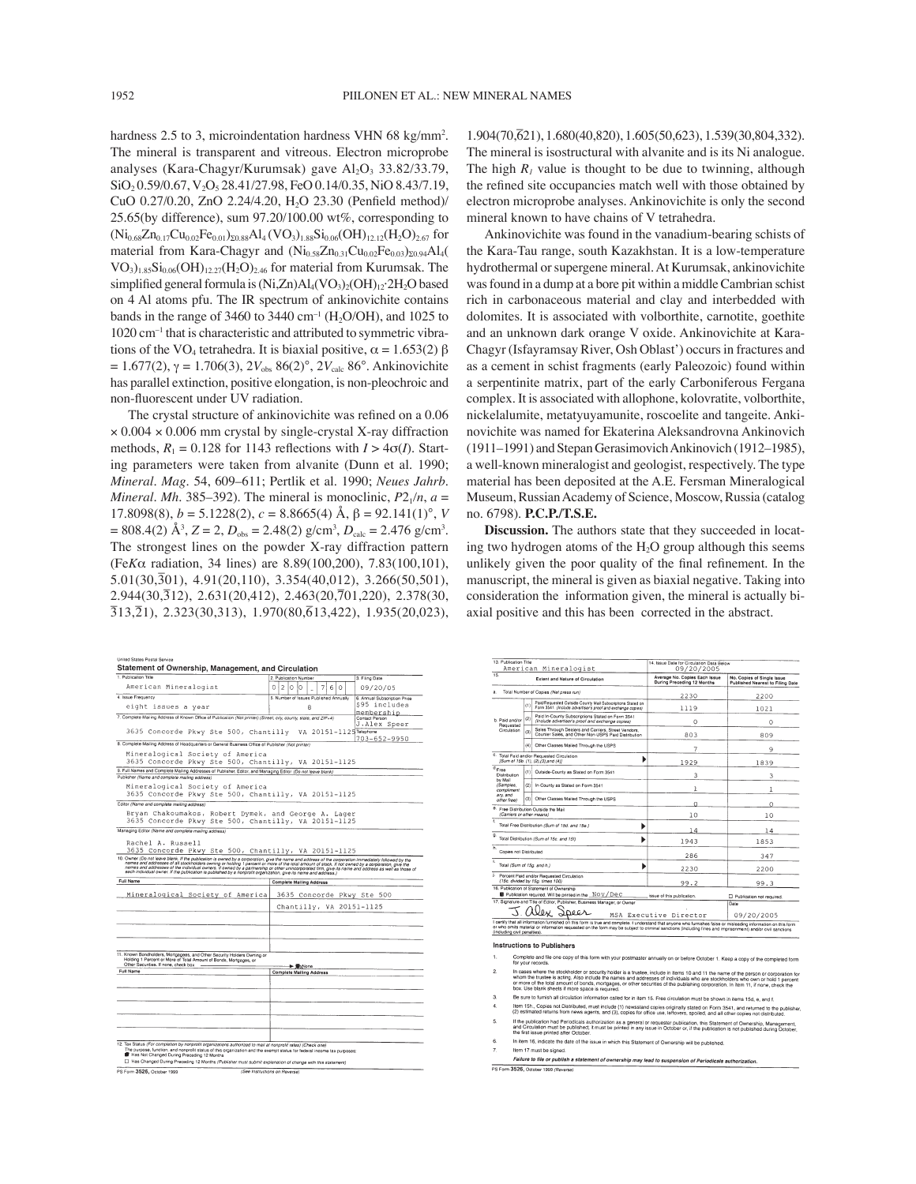hardness 2.5 to 3, microindentation hardness VHN 68 kg/mm$^2$. The mineral is transparent and vitreous. Electron microprobe analyses (Kara-Chagyr/Kurumsak) gave $Al_2O_3$ 33.82/33.79, $SiO_2$ 0.59/0.67, $V_2O_5$ 28.41/27.98, FeO 0.14/0.35, NiO 8.43/7.19, CuO 0.27/0.20, ZnO 2.24/4.20, $H_2O$ 23.30 (Penfield method)/ 25.65(by difference), sum 97.20/100.00 wt%, corresponding to $(Ni_{0.68}Zn_{0.17}Cu_{0.02}Fe_{0.01})_{\Sigma 0.88}Al_4(VO_3)_{1.88}Si_{0.06}(OH)_{12.12}(H_2O)_{2.67}$ for material from Kara-Chagyr and $(Ni_{0.58}Zn_{0.31}Cu_{0.02}Fe_{0.03})_{\Sigma 0.94}Al_4(VO_3)_{1.85}Si_{0.06}(OH)_{12.27}(H_2O)_{2.46}$ for material from Kurumsak. The simplified general formula is $(Ni,Zn)Al_4(VO_3)_2(OH)_{12}\cdot 2H_2O$ based on 4 Al atoms pfu. The IR spectrum of ankinovichite contains bands in the range of 3460 to 3440 cm$^{-1}$ ($H_2O$/OH), and 1025 to 1020 cm$^{-1}$ that is characteristic and attributed to symmetric vibrations of the $VO_4$ tetrahedra. It is biaxial positive, $\alpha$ = 1.653(2) $\beta$ = 1.677(2), $\gamma$ = 1.706(3), $2V_{obs}$ 86(2)°, $2V_{calc}$ 86°. Ankinovichite has parallel extinction, positive elongation, is non-pleochroic and non-fluorescent under UV radiation.

The crystal structure of ankinovichite was refined on a 0.06 × 0.004 × 0.006 mm crystal by single-crystal X-ray diffraction methods, $R_1$ = 0.128 for 1143 reflections with $I > 4\sigma(I)$. Starting parameters were taken from alvanite (Dunn et al. 1990; *Mineral. Mag.* 54, 609–611; Pertlik et al. 1990; *Neues Jahrb. Mineral. Mh.* 385–392). The mineral is monoclinic, $P2_1/n$, $a$ = 17.8098(8), $b$ = 5.1228(2), $c$ = 8.8665(4) Å, $\beta$ = 92.141(1)°, $V$ = 808.4(2) Å$^3$, $Z$ = 2, $D_{obs}$ = 2.48(2) g/cm$^3$, $D_{calc}$ = 2.476 g/cm$^3$. The strongest lines on the powder X-ray diffraction pattern (Fe$K\alpha$ radiation, 34 lines) are 8.89(100,200), 7.83(100,101), 5.01(30,$\overline{3}$01), 4.91(20,110), 3.354(40,012), 3.266(50,501), 2.944(30,$\overline{3}$12), 2.631(20,412), 2.463(20,$\overline{7}$01,220), 2.378(30, $\overline{3}$13,$\overline{2}$1), 2.323(30,313), 1.970(80,$\overline{6}$13,422), 1.935(20,023), 1.904(70,$\overline{6}$21), 1.680(40,820), 1.605(50,623), 1.539(30,804,332). The mineral is isostructural with alvanite and is its Ni analogue. The high $R_1$ value is thought to be due to twinning, although the refined site occupancies match well with those obtained by electron microprobe analyses. Ankinovichite is only the second mineral known to have chains of V tetrahedra.

Ankinovichite was found in the vanadium-bearing schists of the Kara-Tau range, south Kazakhstan. It is a low-temperature hydrothermal or supergene mineral. At Kurumsak, ankinovichite was found in a dump at a bore pit within a middle Cambrian schist rich in carbonaceous material and clay and interbedded with dolomites. It is associated with volborthite, carnotite, goethite and an unknown dark orange V oxide. Ankinovichite at Kara-Chagyr (Isfayramsay River, Osh Oblast') occurs in fractures and as a cement in schist fragments (early Paleozoic) found within a serpentinite matrix, part of the early Carboniferous Fergana complex. It is associated with allophone, kolovratite, volborthite, nickelalumite, metatyuyamunite, roscoelite and tangeite. Ankinovichite was named for Ekaterina Aleksandrovna Ankinovich (1911–1991) and Stepan Gerasimovich Ankinovich (1912–1985), a well-known mineralogist and geologist, respectively. The type material has been deposited at the A.E. Fersman Mineralogical Museum, Russian Academy of Science, Moscow, Russia (catalog no. 6798). **P.C.P./T.S.E.**

**Discussion.** The authors state that they succeeded in locating two hydrogen atoms of the $H_2O$ group although this seems unlikely given the poor quality of the final refinement. In the manuscript, the mineral is given as biaxial negative. Taking into consideration the information given, the mineral is actually biaxial positive and this has been corrected in the abstract.

United States Postal Service

**Statement of Ownership, Management, and Circulation**

| | | |
|---|---|---|
| 1. Publication Title: American Mineralogist | 2. Publication Number: 0200-760 | 3. Filing Date: 09/20/05 |
| 4. Issue Frequency: eight issues a year | 5. Number of Issues Published Annually: 8 | 6. Annual Subscription Price: $95 includes membership |

7. Complete Mailing Address of Known Office of Publication (Not printer) (Street, city, county, state, and ZIP+4): 3635 Concorde Pkwy Ste 500, Chantilly VA 20151-1125 — Contact Person: J.Alex Speer — Telephone: 703-652-9950

8. Complete Mailing Address of Headquarters or General Business Office of Publisher (Not printer): Mineralogical Society of America, 3635 Concorde Pkwy Ste 500, Chantilly, VA 20151-1125

9. Full Names and Complete Mailing Addresses of Publisher, Editor, and Managing Editor (Do not leave blank)

Publisher (Name and complete mailing address): Mineralogical Society of America, 3635 Concorde Pkwy Ste 500, Chantilly, VA 20151-1125

Editor (Name and complete mailing address): Bryan Chakoumakos, Robert Dymek, and George A. Lager, 3635 Concorde Pkwy Ste 500, Chantilly, VA 20151-1125

Managing Editor (Name and complete mailing address): Rachel A. Russell, 3635 Concorde Pkwy Ste 500, Chantilly, VA 20151-1125

10. Owner (Do not leave blank. If the publication is owned by a corporation, give the name and address of the corporation immediately followed by the names and addresses of all stockholders owning or holding 1 percent or more of the total amount of stock. If not owned by a corporation, give the names and addresses of the individual owners. If owned by a partnership or other unincorporated firm, give its name and address as well as those of each individual owner. If the publication is published by a nonprofit organization, give its name and address.)

| Full Name | Complete Mailing Address |
|---|---|
| Mineralogical Society of America | 3635 Concorde Pkwy Ste 500, Chantilly, VA 20151-1125 |

11. Known Bondholders, Mortgagees, and Other Security Holders Owning or Holding 1 Percent or More of Total Amount of Bonds, Mortgages, or Other Securities. If none, check box ☒ None

| Full Name | Complete Mailing Address |
|---|---|
| | |

12. Tax Status (For completion by nonprofit organizations authorized to mail at nonprofit rates) (Check one)
The purpose, function, and nonprofit status of this organization and the exempt status for federal income tax purposes:
■ Has Not Changed During Preceding 12 Months
☐ Has Changed During Preceding 12 Months (Publisher must submit explanation of change with this statement)

PS Form 3526, October 1999 (See Instructions on Reverse)

13. Publication Title: American Mineralogist — 14. Issue Date for Circulation Data Below: 09/20/2005

| 15. Extent and Nature of Circulation | Average No. Copies Each Issue During Preceding 12 Months | No. Copies of Single Issue Published Nearest to Filing Date |
|---|---|---|
| a. Total Number of Copies (Net press run) | 2230 | 2200 |
| b. Paid and/or Requested Circulation (1) Paid/Requested Outside-County Mail Subscriptions Stated on Form 3541 (Include advertiser's proof and exchange copies) | 1119 | 1021 |
| (2) Paid In-County Subscriptions Stated on Form 3541 (Include advertiser's proof and exchange copies) | 0 | 0 |
| (3) Sales Through Dealers and Carriers, Street Vendors, Counter Sales, and Other Non-USPS Paid Distribution | 803 | 809 |
| (4) Other Classes Mailed Through the USPS | 7 | 9 |
| c. Total Paid and/or Requested Circulation (Sum of 15b. (1), (2),(3),and (4)) | 1929 | 1839 |
| d. Free Distribution by Mail (Samples, compliment ary, and other free) (1) Outside-County as Stated on Form 3541 | 3 | 3 |
| (2) In-County as Stated on Form 3541 | 1 | 1 |
| (3) Other Classes Mailed Through the USPS | 0 | 0 |
| e. Free Distribution Outside the Mail (Carriers or other means) | 10 | 10 |
| f. Total Free Distribution (Sum of 15d. and 15e.) | 14 | 14 |
| g. Total Distribution (Sum of 15c. and 15f) | 1943 | 1853 |
| h. Copies not Distributed | 286 | 347 |
| i. Total (Sum of 15g. and h.) | 2230 | 2200 |
| j. Percent Paid and/or Requested Circulation (15c. divided by 15g. times 100) | 99.2 | 99.3 |

16. Publication of Statement of Ownership
■ Publication required. Will be printed in the Nov/Dec issue of this publication. ☐ Publication not required.

17. Signature and Title of Editor, Publisher, Business Manager, or Owner: J. Alex Speer, MSA Executive Director — Date: 09/20/2005

I certify that all information furnished on this form is true and complete. I understand that anyone who furnishes false or misleading information on this form or who omits material or information requested on the form may be subject to criminal sanctions (including fines and imprisonment) and/or civil sanctions (including civil penalties).

**Instructions to Publishers**

1. Complete and file one copy of this form with your postmaster annually on or before October 1. Keep a copy of the completed form for your records.
2. In cases where the stockholder or security holder is a trustee, include in items 10 and 11 the name of the person or corporation for whom the trustee is acting. Also include the names and addresses of individuals who are stockholders who own or hold 1 percent or more of the total amount of bonds, mortgages, or other securities of the publishing corporation. In item 11, if none, check the box. Use blank sheets if more space is required.
3. Be sure to furnish all circulation information called for in item 15. Free circulation must be shown in items 15d, e, and f.
4. Item 15h., Copies not Distributed, must include (1) newsstand copies originally stated on Form 3541, and returned to the publisher, (2) estimated returns from news agents, and (3), copies for office use, leftovers, spoiled, and all other copies not distributed.
5. If the publication had Periodicals authorization as a general or requester publication, this Statement of Ownership, Management, and Circulation must be published; it must be printed in any issue in October or, if the publication is not published during October, the first issue printed after October.
6. In item 16, indicate the date of the issue in which this Statement of Ownership will be published.
7. Item 17 must be signed.

***Failure to file or publish a statement of ownership may lead to suspension of Periodicals authorization.***

PS Form 3526, October 1999 (Reverse)